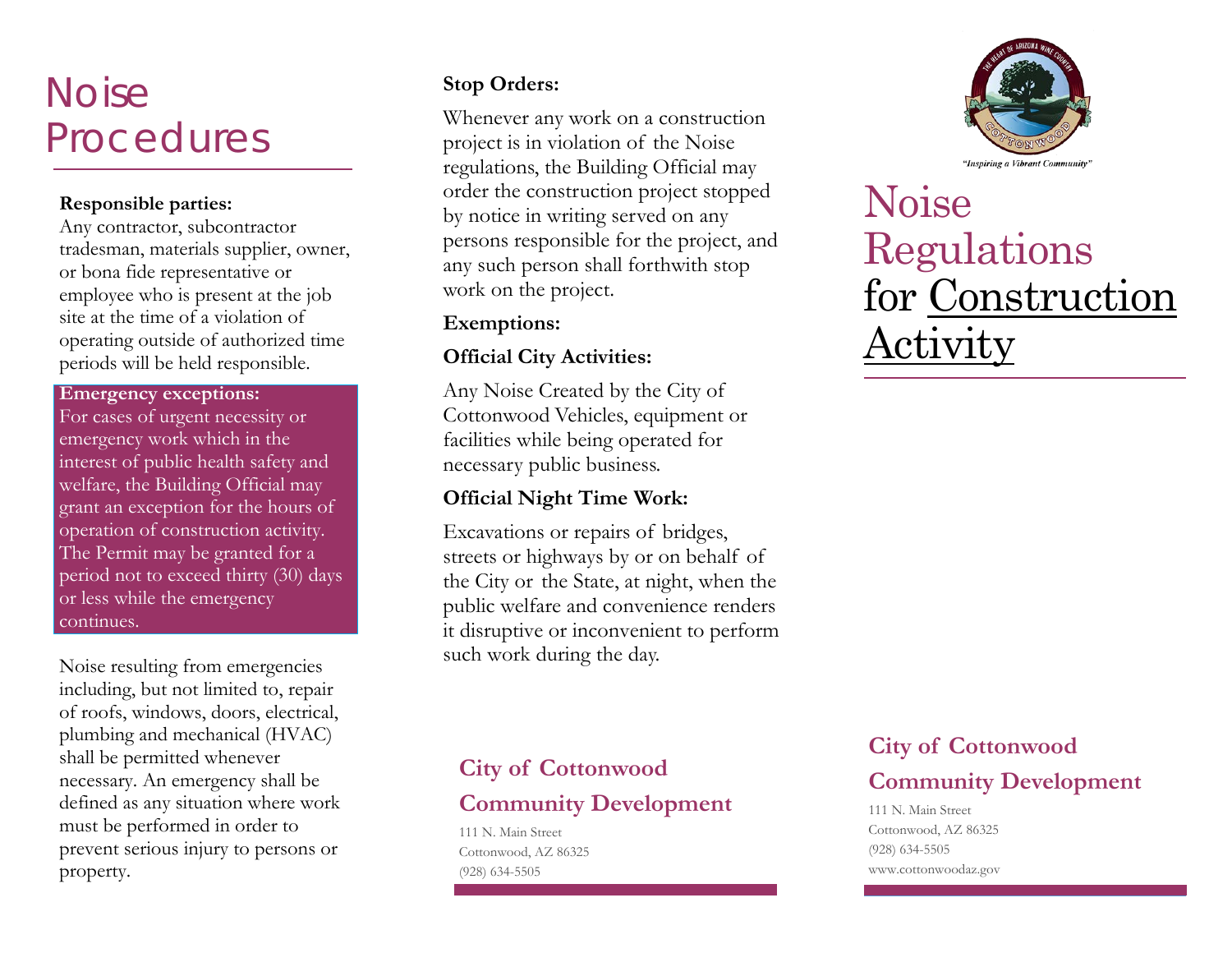# Noise Procedures

**Responsible parties:**
Any contractor, subcontractor tradesman, materials supplier, owner, or bona fide representative or employee who is present at the job site at the time of a violation of operating outside of authorized time periods will be held responsible.

**Emergency exceptions:**
For cases of urgent necessity or emergency work which in the interest of public health safety and welfare, the Building Official may grant an exception for the hours of operation of construction activity. The Permit may be granted for a period not to exceed thirty (30) days or less while the emergency continues.

Noise resulting from emergencies including, but not limited to, repair of roofs, windows, doors, electrical, plumbing and mechanical (HVAC) shall be permitted whenever necessary. An emergency shall be defined as any situation where work must be performed in order to prevent serious injury to persons or property.

**Stop Orders:**

Whenever any work on a construction project is in violation of the Noise regulations, the Building Official may order the construction project stopped by notice in writing served on any persons responsible for the project, and any such person shall forthwith stop work on the project.

**Exemptions:**

**Official City Activities:**

Any Noise Created by the City of Cottonwood Vehicles, equipment or facilities while being operated for necessary public business.

**Official Night Time Work:**

Excavations or repairs of bridges, streets or highways by or on behalf of the City or the State, at night, when the public welfare and convenience renders it disruptive or inconvenient to perform such work during the day.

## City of Cottonwood Community Development

111 N. Main Street
Cottonwood, AZ 86325
(928) 634-5505

"Inspiring a Vibrant Community"

# Noise Regulations for Construction Activity

## City of Cottonwood Community Development

111 N. Main Street
Cottonwood, AZ 86325
(928) 634-5505
www.cottonwoodaz.gov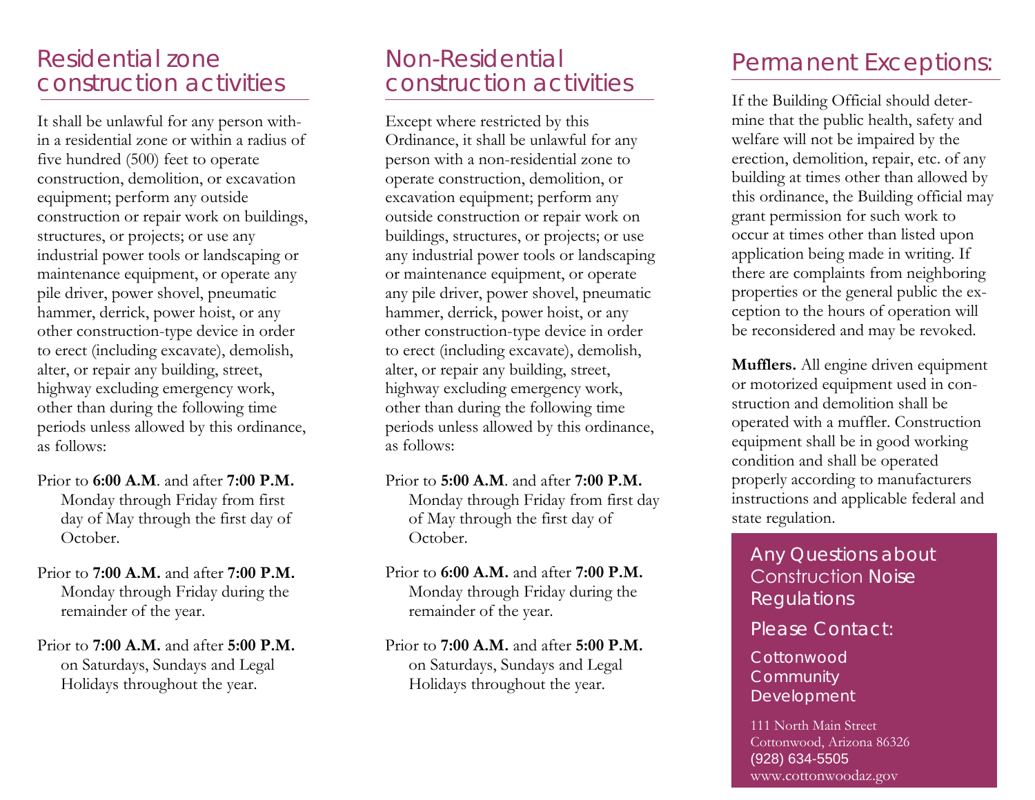## Residential zone construction activities

It shall be unlawful for any person within a residential zone or within a radius of five hundred (500) feet to operate construction, demolition, or excavation equipment; perform any outside construction or repair work on buildings, structures, or projects; or use any industrial power tools or landscaping or maintenance equipment, or operate any pile driver, power shovel, pneumatic hammer, derrick, power hoist, or any other construction-type device in order to erect (including excavate), demolish, alter, or repair any building, street, highway excluding emergency work, other than during the following time periods unless allowed by this ordinance, as follows:

Prior to **6:00 A.M**. and after **7:00 P.M.** Monday through Friday from first day of May through the first day of October.

Prior to **7:00 A.M.** and after **7:00 P.M.** Monday through Friday during the remainder of the year.

Prior to **7:00 A.M.** and after **5:00 P.M.** on Saturdays, Sundays and Legal Holidays throughout the year.

## Non-Residential construction activities

Except where restricted by this Ordinance, it shall be unlawful for any person with a non-residential zone to operate construction, demolition, or excavation equipment; perform any outside construction or repair work on buildings, structures, or projects; or use any industrial power tools or landscaping or maintenance equipment, or operate any pile driver, power shovel, pneumatic hammer, derrick, power hoist, or any other construction-type device in order to erect (including excavate), demolish, alter, or repair any building, street, highway excluding emergency work, other than during the following time periods unless allowed by this ordinance, as follows:

Prior to **5:00 A.M**. and after **7:00 P.M.** Monday through Friday from first day of May through the first day of October.

Prior to **6:00 A.M.** and after **7:00 P.M.** Monday through Friday during the remainder of the year.

Prior to **7:00 A.M.** and after **5:00 P.M.** on Saturdays, Sundays and Legal Holidays throughout the year.

## Permanent Exceptions:

If the Building Official should determine that the public health, safety and welfare will not be impaired by the erection, demolition, repair, etc. of any building at times other than allowed by this ordinance, the Building official may grant permission for such work to occur at times other than listed upon application being made in writing. If there are complaints from neighboring properties or the general public the exception to the hours of operation will be reconsidered and may be revoked.

**Mufflers.** All engine driven equipment or motorized equipment used in construction and demolition shall be operated with a muffler. Construction equipment shall be in good working condition and shall be operated properly according to manufacturers instructions and applicable federal and state regulation.

### Any Questions about Construction Noise Regulations

### Please Contact:

Cottonwood Community Development

111 North Main Street
Cottonwood, Arizona 86326
(928) 634-5505
www.cottonwoodaz.gov